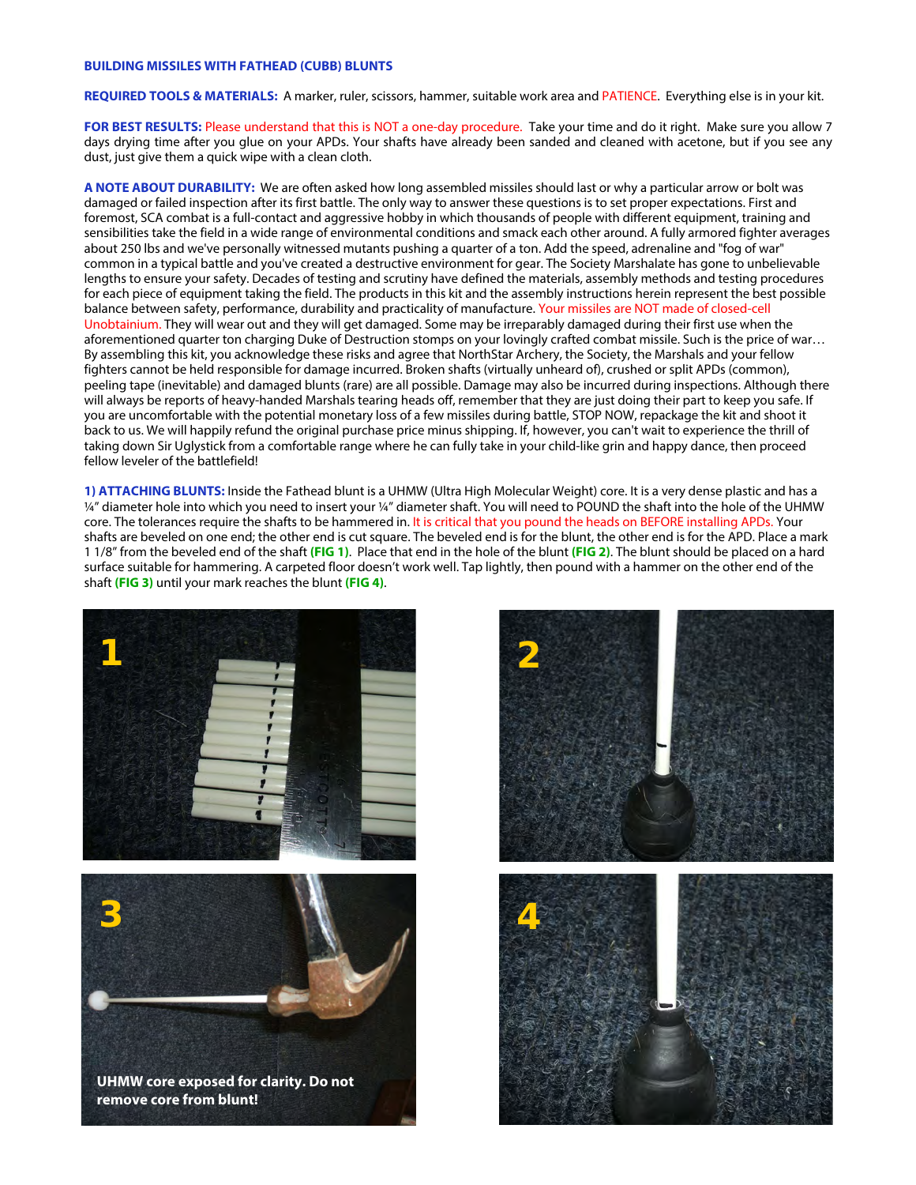## BUILDING MISSILES WITH FATHEAD (CUBB) BLUNTS

**REQUIRED TOOLS & MATERIALS:** A marker, ruler, scissors, hammer, suitable work area and PATIENCE. Everything else is in your kit.

**FOR BEST RESULTS:** Please understand that this is NOT a one-day procedure. Take your time and do it right. Make sure you allow 7 days drying time after you glue on your APDs. Your shafts have already been sanded and cleaned with acetone, but if you see any dust, just give them a quick wipe with a clean cloth.

**A NOTE ABOUT DURABILITY:** We are often asked how long assembled missiles should last or why a particular arrow or bolt was damaged or failed inspection after its first battle. The only way to answer these questions is to set proper expectations. First and foremost, SCA combat is a full-contact and aggressive hobby in which thousands of people with different equipment, training and sensibilities take the field in a wide range of environmental conditions and smack each other around. A fully armored fighter averages about 250 lbs and we've personally witnessed mutants pushing a quarter of a ton. Add the speed, adrenaline and "fog of war" common in a typical battle and you've created a destructive environment for gear. The Society Marshalate has gone to unbelievable lengths to ensure your safety. Decades of testing and scrutiny have defined the materials, assembly methods and testing procedures for each piece of equipment taking the field. The products in this kit and the assembly instructions herein represent the best possible balance between safety, performance, durability and practicality of manufacture. Your missiles are NOT made of closed-cell Unobtainium. They will wear out and they will get damaged. Some may be irreparably damaged during their first use when the aforementioned quarter ton charging Duke of Destruction stomps on your lovingly crafted combat missile. Such is the price of war… By assembling this kit, you acknowledge these risks and agree that NorthStar Archery, the Society, the Marshals and your fellow fighters cannot be held responsible for damage incurred. Broken shafts (virtually unheard of), crushed or split APDs (common), peeling tape (inevitable) and damaged blunts (rare) are all possible. Damage may also be incurred during inspections. Although there will always be reports of heavy-handed Marshals tearing heads off, remember that they are just doing their part to keep you safe. If you are uncomfortable with the potential monetary loss of a few missiles during battle, STOP NOW, repackage the kit and shoot it back to us. We will happily refund the original purchase price minus shipping. If, however, you can't wait to experience the thrill of taking down Sir Uglystick from a comfortable range where he can fully take in your child-like grin and happy dance, then proceed fellow leveler of the battlefield!

**1) ATTACHING BLUNTS:** Inside the Fathead blunt is a UHMW (Ultra High Molecular Weight) core. It is a very dense plastic and has a ¼" diameter hole into which you need to insert your ¼" diameter shaft. You will need to POUND the shaft into the hole of the UHMW core. The tolerances require the shafts to be hammered in. It is critical that you pound the heads on BEFORE installing APDs. Your shafts are beveled on one end; the other end is cut square. The beveled end is for the blunt, the other end is for the APD. Place a mark 1 1/8" from the beveled end of the shaft **(FIG 1)**. Place that end in the hole of the blunt **(FIG 2)**. The blunt should be placed on a hard surface suitable for hammering. A carpeted floor doesn't work well. Tap lightly, then pound with a hammer on the other end of the shaft **(FIG 3)** until your mark reaches the blunt **(FIG 4)**.

**UHMW core exposed for clarity. Do not remove core from blunt!**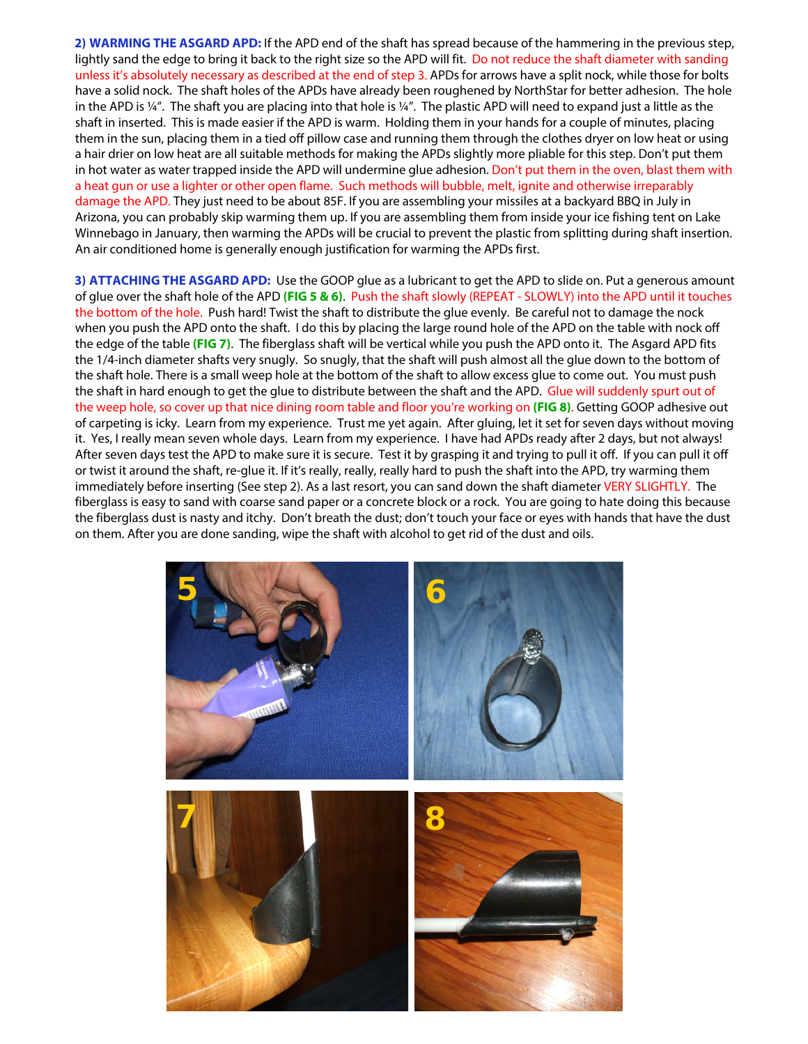**2) WARMING THE ASGARD APD:** If the APD end of the shaft has spread because of the hammering in the previous step, lightly sand the edge to bring it back to the right size so the APD will fit. Do not reduce the shaft diameter with sanding unless it's absolutely necessary as described at the end of step 3. APDs for arrows have a split nock, while those for bolts have a solid nock. The shaft holes of the APDs have already been roughened by NorthStar for better adhesion. The hole in the APD is ¼". The shaft you are placing into that hole is ¼". The plastic APD will need to expand just a little as the shaft in inserted. This is made easier if the APD is warm. Holding them in your hands for a couple of minutes, placing them in the sun, placing them in a tied off pillow case and running them through the clothes dryer on low heat or using a hair drier on low heat are all suitable methods for making the APDs slightly more pliable for this step. Don't put them in hot water as water trapped inside the APD will undermine glue adhesion. Don't put them in the oven, blast them with a heat gun or use a lighter or other open flame. Such methods will bubble, melt, ignite and otherwise irreparably damage the APD. They just need to be about 85F. If you are assembling your missiles at a backyard BBQ in July in Arizona, you can probably skip warming them up. If you are assembling them from inside your ice fishing tent on Lake Winnebago in January, then warming the APDs will be crucial to prevent the plastic from splitting during shaft insertion. An air conditioned home is generally enough justification for warming the APDs first.

**3) ATTACHING THE ASGARD APD:** Use the GOOP glue as a lubricant to get the APD to slide on. Put a generous amount of glue over the shaft hole of the APD **(FIG 5 & 6)**. Push the shaft slowly (REPEAT - SLOWLY) into the APD until it touches the bottom of the hole. Push hard! Twist the shaft to distribute the glue evenly. Be careful not to damage the nock when you push the APD onto the shaft. I do this by placing the large round hole of the APD on the table with nock off the edge of the table **(FIG 7)**. The fiberglass shaft will be vertical while you push the APD onto it. The Asgard APD fits the 1/4-inch diameter shafts very snugly. So snugly, that the shaft will push almost all the glue down to the bottom of the shaft hole. There is a small weep hole at the bottom of the shaft to allow excess glue to come out. You must push the shaft in hard enough to get the glue to distribute between the shaft and the APD. Glue will suddenly spurt out of the weep hole, so cover up that nice dining room table and floor you're working on **(FIG 8)**. Getting GOOP adhesive out of carpeting is icky. Learn from my experience. Trust me yet again. After gluing, let it set for seven days without moving it. Yes, I really mean seven whole days. Learn from my experience. I have had APDs ready after 2 days, but not always! After seven days test the APD to make sure it is secure. Test it by grasping it and trying to pull it off. If you can pull it off or twist it around the shaft, re-glue it. If it's really, really, really hard to push the shaft into the APD, try warming them immediately before inserting (See step 2). As a last resort, you can sand down the shaft diameter VERY SLIGHTLY. The fiberglass is easy to sand with coarse sand paper or a concrete block or a rock. You are going to hate doing this because the fiberglass dust is nasty and itchy. Don't breath the dust; don't touch your face or eyes with hands that have the dust on them. After you are done sanding, wipe the shaft with alcohol to get rid of the dust and oils.

5

6

7

8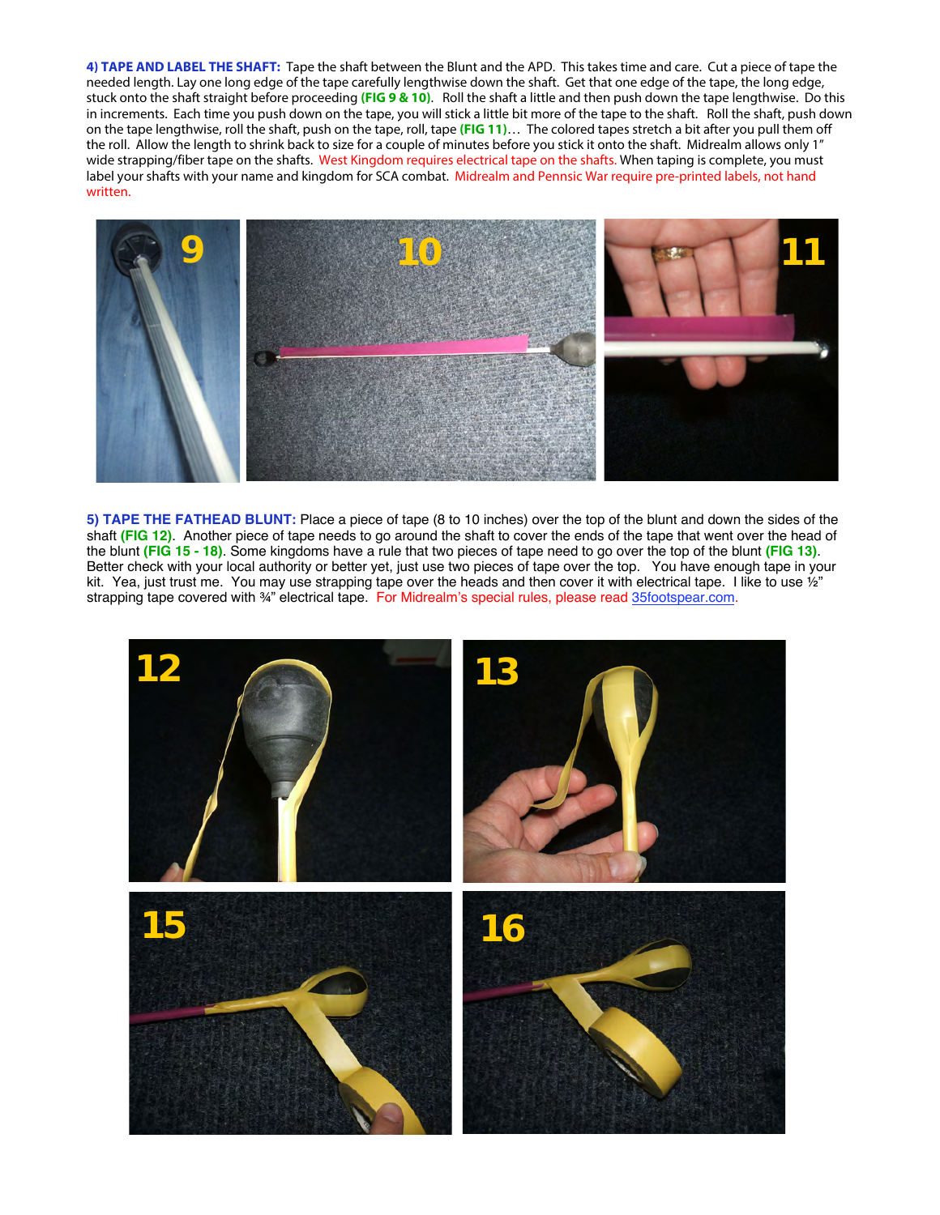**4) TAPE AND LABEL THE SHAFT:** Tape the shaft between the Blunt and the APD. This takes time and care. Cut a piece of tape the needed length. Lay one long edge of the tape carefully lengthwise down the shaft. Get that one edge of the tape, the long edge, stuck onto the shaft straight before proceeding **(FIG 9 & 10)**. Roll the shaft a little and then push down the tape lengthwise. Do this in increments. Each time you push down on the tape, you will stick a little bit more of the tape to the shaft. Roll the shaft, push down on the tape lengthwise, roll the shaft, push on the tape, roll, tape **(FIG 11)**… The colored tapes stretch a bit after you pull them off the roll. Allow the length to shrink back to size for a couple of minutes before you stick it onto the shaft. Midrealm allows only 1" wide strapping/fiber tape on the shafts. West Kingdom requires electrical tape on the shafts. When taping is complete, you must label your shafts with your name and kingdom for SCA combat. Midrealm and Pennsic War require pre-printed labels, not hand written.

**5) TAPE THE FATHEAD BLUNT:** Place a piece of tape (8 to 10 inches) over the top of the blunt and down the sides of the shaft **(FIG 12)**. Another piece of tape needs to go around the shaft to cover the ends of the tape that went over the head of the blunt **(FIG 15 - 18)**. Some kingdoms have a rule that two pieces of tape need to go over the top of the blunt **(FIG 13)**. Better check with your local authority or better yet, just use two pieces of tape over the top. You have enough tape in your kit. Yea, just trust me. You may use strapping tape over the heads and then cover it with electrical tape. I like to use ½" strapping tape covered with ¾" electrical tape. For Midrealm's special rules, please read 35footspear.com.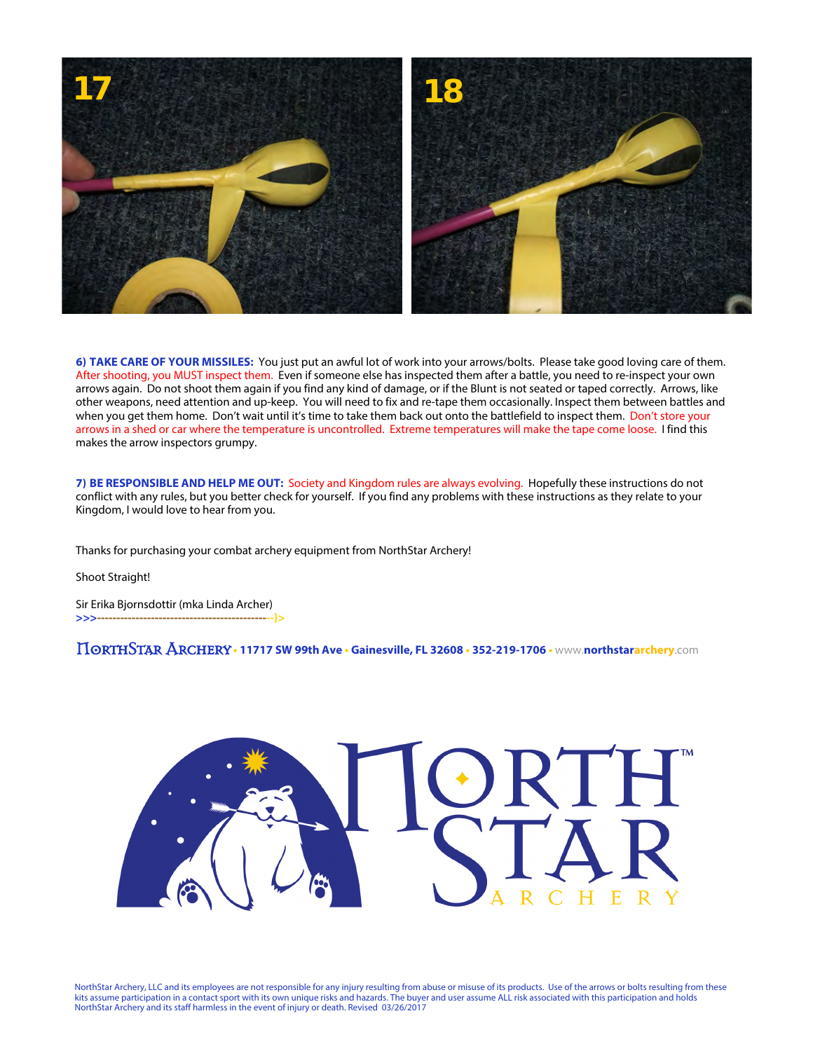17

18

**6) TAKE CARE OF YOUR MISSILES:** You just put an awful lot of work into your arrows/bolts. Please take good loving care of them. After shooting, you MUST inspect them. Even if someone else has inspected them after a battle, you need to re-inspect your own arrows again. Do not shoot them again if you find any kind of damage, or if the Blunt is not seated or taped correctly. Arrows, like other weapons, need attention and up-keep. You will need to fix and re-tape them occasionally. Inspect them between battles and when you get them home. Don't wait until it's time to take them back out onto the battlefield to inspect them. Don't store your arrows in a shed or car where the temperature is uncontrolled. Extreme temperatures will make the tape come loose. I find this makes the arrow inspectors grumpy.

**7) BE RESPONSIBLE AND HELP ME OUT:** Society and Kingdom rules are always evolving. Hopefully these instructions do not conflict with any rules, but you better check for yourself. If you find any problems with these instructions as they relate to your Kingdom, I would love to hear from you.

Thanks for purchasing your combat archery equipment from NorthStar Archery!

Shoot Straight!

Sir Erika Bjornsdottir (mka Linda Archer)
>>>---------------------------------------------------}>

NorthStar Archery • 11717 SW 99th Ave • Gainesville, FL 32608 • 352-219-1706 • www.northstararchery.com

NorthStar™ Archery

NorthStar Archery, LLC and its employees are not responsible for any injury resulting from abuse or misuse of its products. Use of the arrows or bolts resulting from these kits assume participation in a contact sport with its own unique risks and hazards. The buyer and user assume ALL risk associated with this participation and holds NorthStar Archery and its staff harmless in the event of injury or death. Revised 03/26/2017